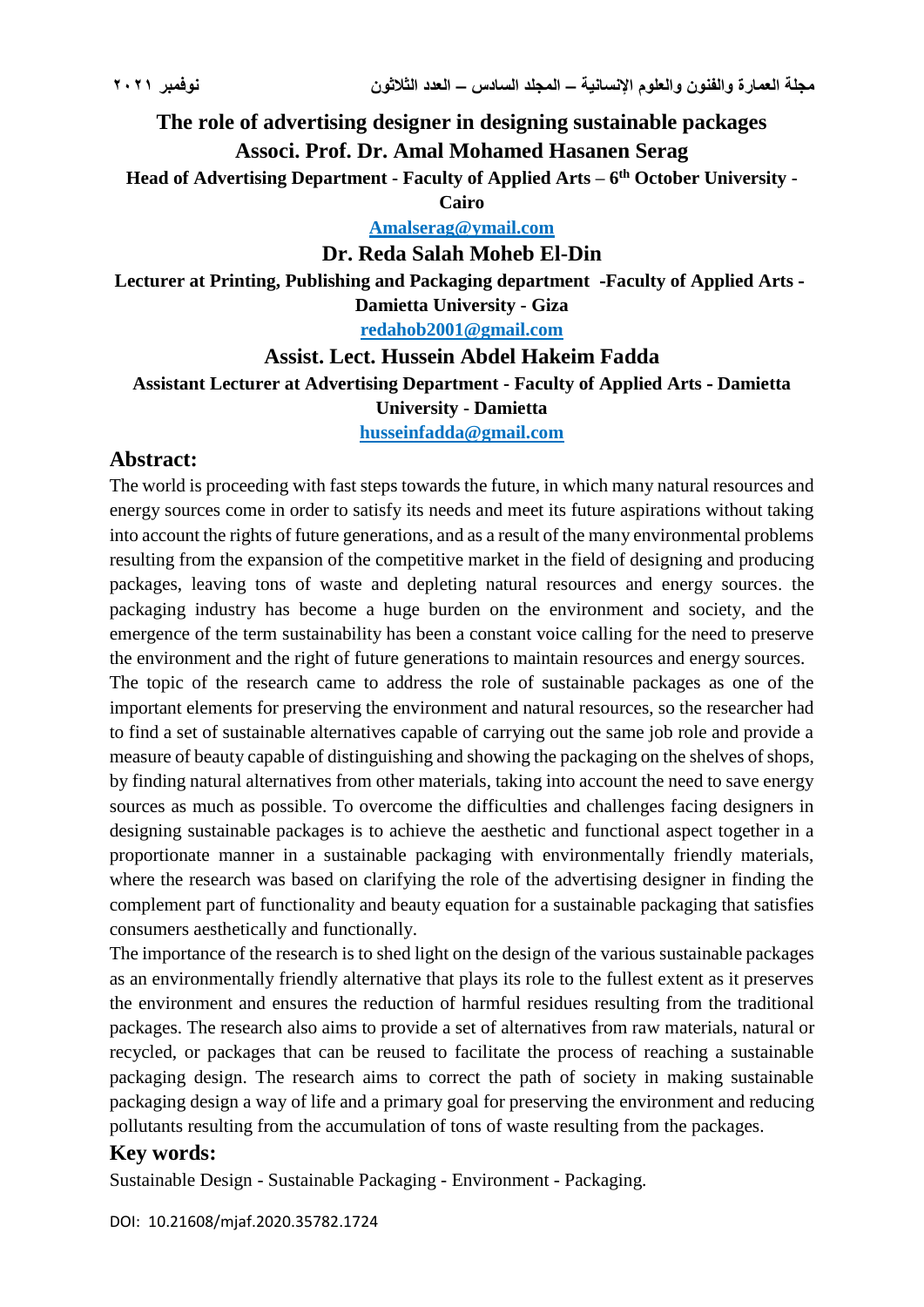# The role of advertising designer in designing sustainable packages

**Associ. Prof. Dr. Amal Mohamed Hasanen Serag**

**Head of Advertising Department - Faculty of Applied Arts – 6th October University - Cairo**

Amalserag@ymail.com

**Dr. Reda Salah Moheb El-Din**

**Lecturer at Printing, Publishing and Packaging department -Faculty of Applied Arts - Damietta University - Giza**

redahob2001@gmail.com

**Assist. Lect. Hussein Abdel Hakeim Fadda**

**Assistant Lecturer at Advertising Department - Faculty of Applied Arts - Damietta University - Damietta**

husseinfadda@gmail.com

## Abstract:

The world is proceeding with fast steps towards the future, in which many natural resources and energy sources come in order to satisfy its needs and meet its future aspirations without taking into account the rights of future generations, and as a result of the many environmental problems resulting from the expansion of the competitive market in the field of designing and producing packages, leaving tons of waste and depleting natural resources and energy sources. the packaging industry has become a huge burden on the environment and society, and the emergence of the term sustainability has been a constant voice calling for the need to preserve the environment and the right of future generations to maintain resources and energy sources.

The topic of the research came to address the role of sustainable packages as one of the important elements for preserving the environment and natural resources, so the researcher had to find a set of sustainable alternatives capable of carrying out the same job role and provide a measure of beauty capable of distinguishing and showing the packaging on the shelves of shops, by finding natural alternatives from other materials, taking into account the need to save energy sources as much as possible. To overcome the difficulties and challenges facing designers in designing sustainable packages is to achieve the aesthetic and functional aspect together in a proportionate manner in a sustainable packaging with environmentally friendly materials, where the research was based on clarifying the role of the advertising designer in finding the complement part of functionality and beauty equation for a sustainable packaging that satisfies consumers aesthetically and functionally.

The importance of the research is to shed light on the design of the various sustainable packages as an environmentally friendly alternative that plays its role to the fullest extent as it preserves the environment and ensures the reduction of harmful residues resulting from the traditional packages. The research also aims to provide a set of alternatives from raw materials, natural or recycled, or packages that can be reused to facilitate the process of reaching a sustainable packaging design. The research aims to correct the path of society in making sustainable packaging design a way of life and a primary goal for preserving the environment and reducing pollutants resulting from the accumulation of tons of waste resulting from the packages.

## Key words:

Sustainable Design - Sustainable Packaging - Environment - Packaging.

DOI: 10.21608/mjaf.2020.35782.1724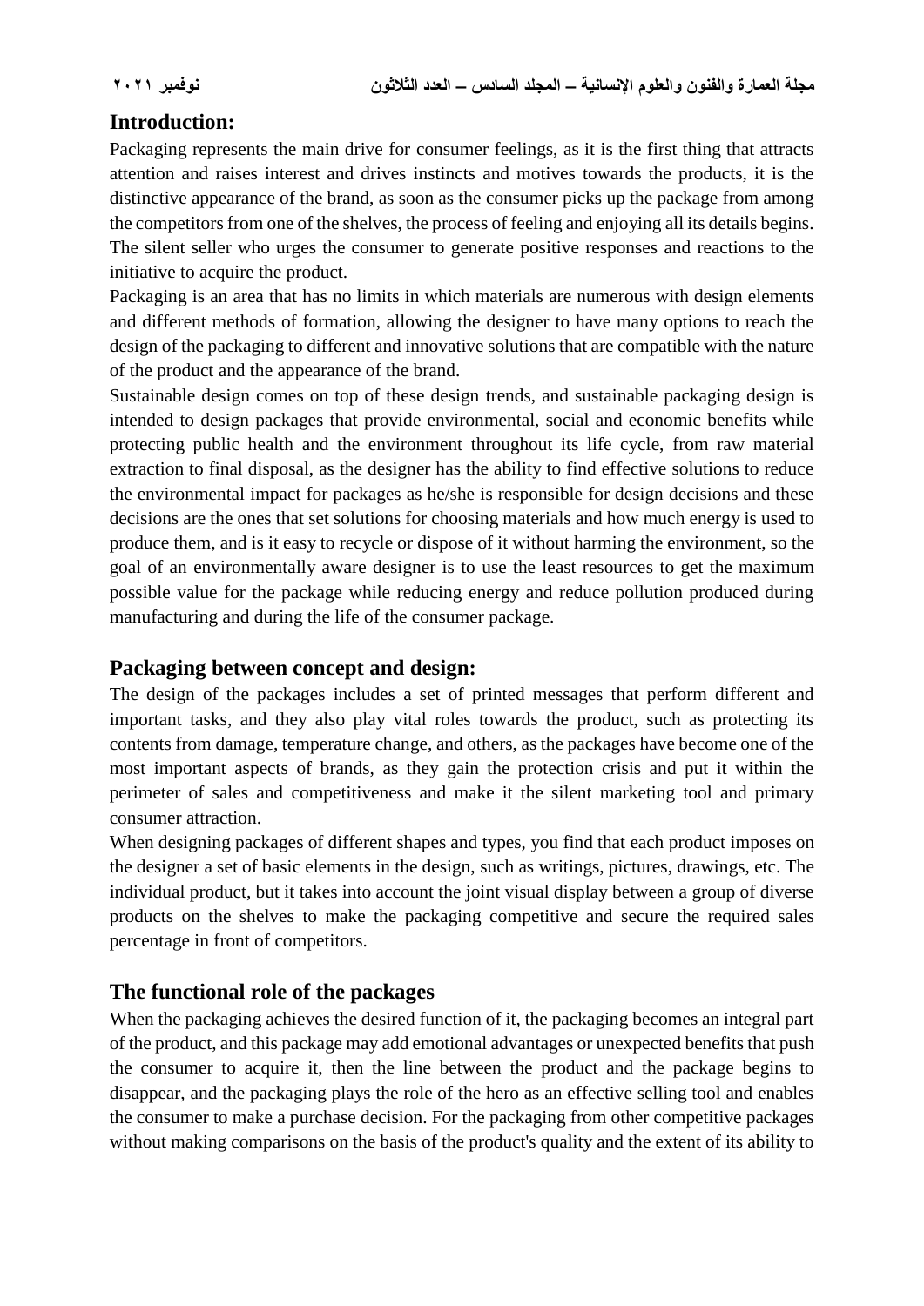## Introduction:

Packaging represents the main drive for consumer feelings, as it is the first thing that attracts attention and raises interest and drives instincts and motives towards the products, it is the distinctive appearance of the brand, as soon as the consumer picks up the package from among the competitors from one of the shelves, the process of feeling and enjoying all its details begins. The silent seller who urges the consumer to generate positive responses and reactions to the initiative to acquire the product.

Packaging is an area that has no limits in which materials are numerous with design elements and different methods of formation, allowing the designer to have many options to reach the design of the packaging to different and innovative solutions that are compatible with the nature of the product and the appearance of the brand.

Sustainable design comes on top of these design trends, and sustainable packaging design is intended to design packages that provide environmental, social and economic benefits while protecting public health and the environment throughout its life cycle, from raw material extraction to final disposal, as the designer has the ability to find effective solutions to reduce the environmental impact for packages as he/she is responsible for design decisions and these decisions are the ones that set solutions for choosing materials and how much energy is used to produce them, and is it easy to recycle or dispose of it without harming the environment, so the goal of an environmentally aware designer is to use the least resources to get the maximum possible value for the package while reducing energy and reduce pollution produced during manufacturing and during the life of the consumer package.

## Packaging between concept and design:

The design of the packages includes a set of printed messages that perform different and important tasks, and they also play vital roles towards the product, such as protecting its contents from damage, temperature change, and others, as the packages have become one of the most important aspects of brands, as they gain the protection crisis and put it within the perimeter of sales and competitiveness and make it the silent marketing tool and primary consumer attraction.

When designing packages of different shapes and types, you find that each product imposes on the designer a set of basic elements in the design, such as writings, pictures, drawings, etc. The individual product, but it takes into account the joint visual display between a group of diverse products on the shelves to make the packaging competitive and secure the required sales percentage in front of competitors.

## The functional role of the packages

When the packaging achieves the desired function of it, the packaging becomes an integral part of the product, and this package may add emotional advantages or unexpected benefits that push the consumer to acquire it, then the line between the product and the package begins to disappear, and the packaging plays the role of the hero as an effective selling tool and enables the consumer to make a purchase decision. For the packaging from other competitive packages without making comparisons on the basis of the product's quality and the extent of its ability to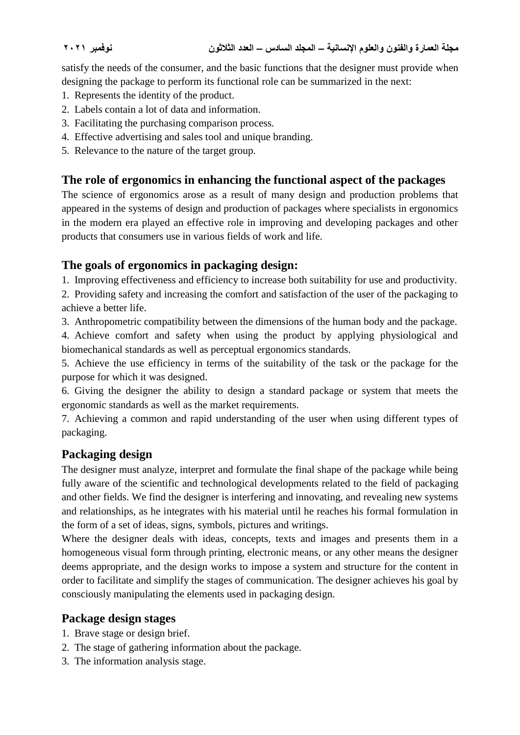satisfy the needs of the consumer, and the basic functions that the designer must provide when designing the package to perform its functional role can be summarized in the next:

1. Represents the identity of the product.
2. Labels contain a lot of data and information.
3. Facilitating the purchasing comparison process.
4. Effective advertising and sales tool and unique branding.
5. Relevance to the nature of the target group.

## The role of ergonomics in enhancing the functional aspect of the packages

The science of ergonomics arose as a result of many design and production problems that appeared in the systems of design and production of packages where specialists in ergonomics in the modern era played an effective role in improving and developing packages and other products that consumers use in various fields of work and life.

## The goals of ergonomics in packaging design:

1. Improving effectiveness and efficiency to increase both suitability for use and productivity.
2. Providing safety and increasing the comfort and satisfaction of the user of the packaging to achieve a better life.
3. Anthropometric compatibility between the dimensions of the human body and the package.
4. Achieve comfort and safety when using the product by applying physiological and biomechanical standards as well as perceptual ergonomics standards.
5. Achieve the use efficiency in terms of the suitability of the task or the package for the purpose for which it was designed.
6. Giving the designer the ability to design a standard package or system that meets the ergonomic standards as well as the market requirements.
7. Achieving a common and rapid understanding of the user when using different types of packaging.

## Packaging design

The designer must analyze, interpret and formulate the final shape of the package while being fully aware of the scientific and technological developments related to the field of packaging and other fields. We find the designer is interfering and innovating, and revealing new systems and relationships, as he integrates with his material until he reaches his formal formulation in the form of a set of ideas, signs, symbols, pictures and writings.

Where the designer deals with ideas, concepts, texts and images and presents them in a homogeneous visual form through printing, electronic means, or any other means the designer deems appropriate, and the design works to impose a system and structure for the content in order to facilitate and simplify the stages of communication. The designer achieves his goal by consciously manipulating the elements used in packaging design.

## Package design stages

1. Brave stage or design brief.
2. The stage of gathering information about the package.
3. The information analysis stage.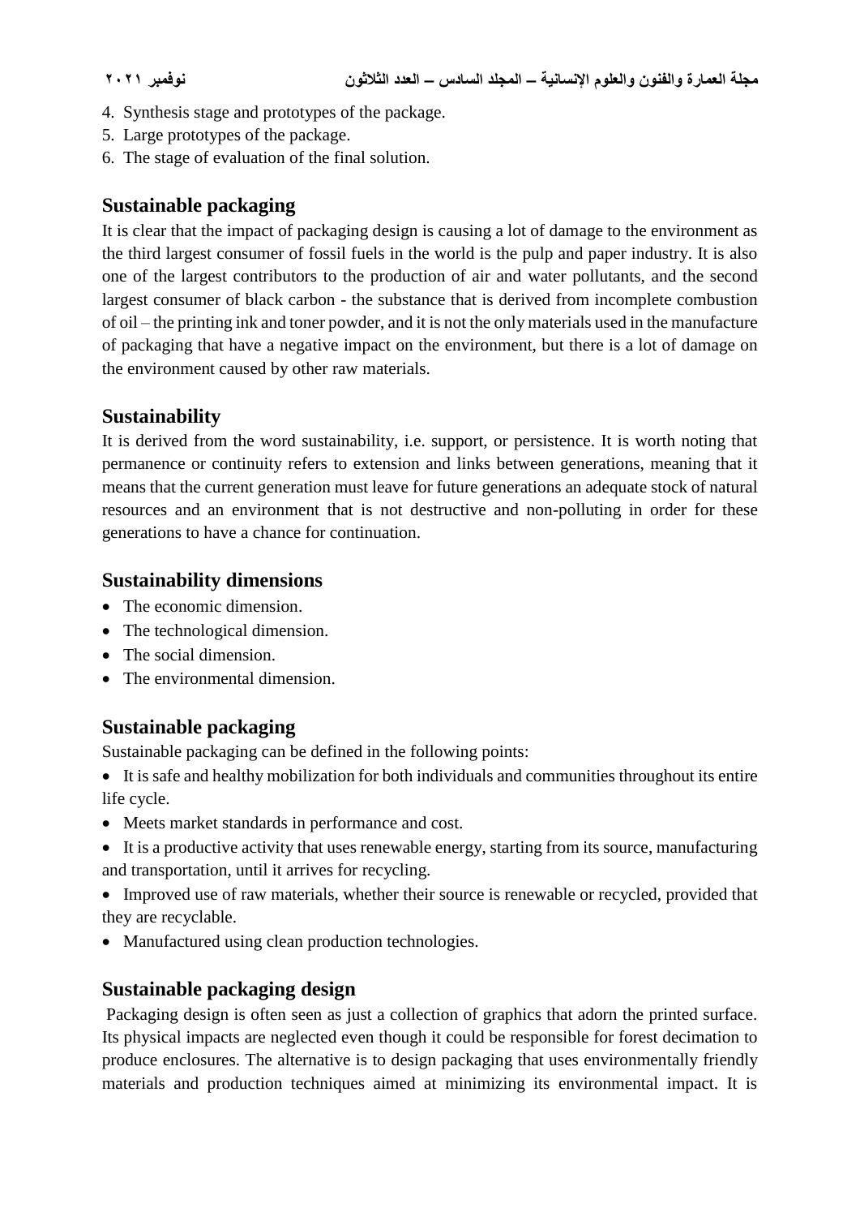4. Synthesis stage and prototypes of the package.
5. Large prototypes of the package.
6. The stage of evaluation of the final solution.

## Sustainable packaging

It is clear that the impact of packaging design is causing a lot of damage to the environment as the third largest consumer of fossil fuels in the world is the pulp and paper industry. It is also one of the largest contributors to the production of air and water pollutants, and the second largest consumer of black carbon - the substance that is derived from incomplete combustion of oil – the printing ink and toner powder, and it is not the only materials used in the manufacture of packaging that have a negative impact on the environment, but there is a lot of damage on the environment caused by other raw materials.

## Sustainability

It is derived from the word sustainability, i.e. support, or persistence. It is worth noting that permanence or continuity refers to extension and links between generations, meaning that it means that the current generation must leave for future generations an adequate stock of natural resources and an environment that is not destructive and non-polluting in order for these generations to have a chance for continuation.

## Sustainability dimensions

- The economic dimension.
- The technological dimension.
- The social dimension.
- The environmental dimension.

## Sustainable packaging

Sustainable packaging can be defined in the following points:

- It is safe and healthy mobilization for both individuals and communities throughout its entire life cycle.
- Meets market standards in performance and cost.
- It is a productive activity that uses renewable energy, starting from its source, manufacturing and transportation, until it arrives for recycling.
- Improved use of raw materials, whether their source is renewable or recycled, provided that they are recyclable.
- Manufactured using clean production technologies.

## Sustainable packaging design

Packaging design is often seen as just a collection of graphics that adorn the printed surface. Its physical impacts are neglected even though it could be responsible for forest decimation to produce enclosures. The alternative is to design packaging that uses environmentally friendly materials and production techniques aimed at minimizing its environmental impact. It is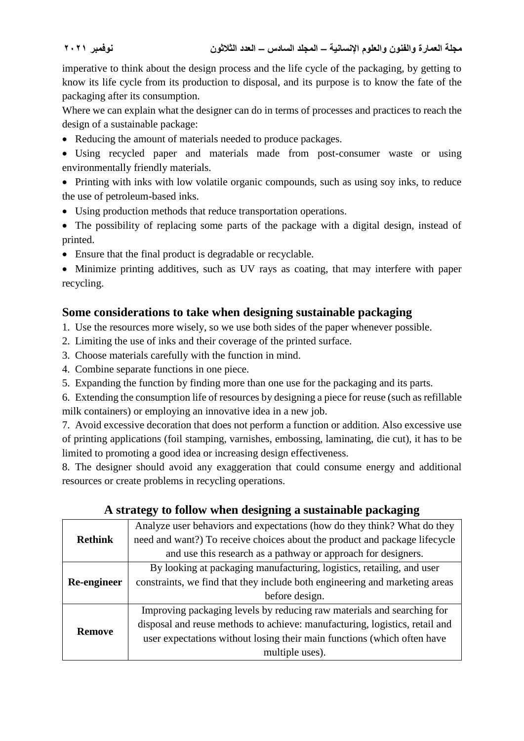imperative to think about the design process and the life cycle of the packaging, by getting to know its life cycle from its production to disposal, and its purpose is to know the fate of the packaging after its consumption.

Where we can explain what the designer can do in terms of processes and practices to reach the design of a sustainable package:

- Reducing the amount of materials needed to produce packages.
- Using recycled paper and materials made from post-consumer waste or using environmentally friendly materials.
- Printing with inks with low volatile organic compounds, such as using soy inks, to reduce the use of petroleum-based inks.
- Using production methods that reduce transportation operations.
- The possibility of replacing some parts of the package with a digital design, instead of printed.
- Ensure that the final product is degradable or recyclable.
- Minimize printing additives, such as UV rays as coating, that may interfere with paper recycling.

## Some considerations to take when designing sustainable packaging

1. Use the resources more wisely, so we use both sides of the paper whenever possible.
2. Limiting the use of inks and their coverage of the printed surface.
3. Choose materials carefully with the function in mind.
4. Combine separate functions in one piece.
5. Expanding the function by finding more than one use for the packaging and its parts.
6. Extending the consumption life of resources by designing a piece for reuse (such as refillable milk containers) or employing an innovative idea in a new job.
7. Avoid excessive decoration that does not perform a function or addition. Also excessive use of printing applications (foil stamping, varnishes, embossing, laminating, die cut), it has to be limited to promoting a good idea or increasing design effectiveness.
8. The designer should avoid any exaggeration that could consume energy and additional resources or create problems in recycling operations.

### A strategy to follow when designing a sustainable packaging

| | |
|---|---|
| **Rethink** | Analyze user behaviors and expectations (how do they think? What do they need and want?) To receive choices about the product and package lifecycle and use this research as a pathway or approach for designers. |
| **Re-engineer** | By looking at packaging manufacturing, logistics, retailing, and user constraints, we find that they include both engineering and marketing areas before design. |
| **Remove** | Improving packaging levels by reducing raw materials and searching for disposal and reuse methods to achieve: manufacturing, logistics, retail and user expectations without losing their main functions (which often have multiple uses). |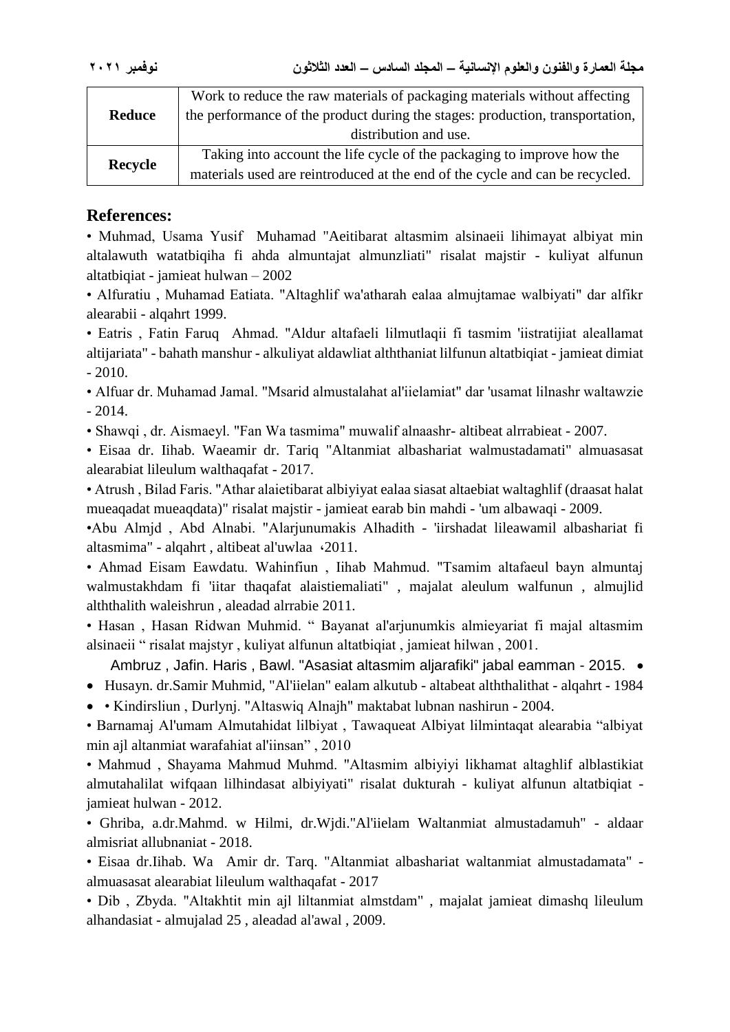| | |
|---|---|
| **Reduce** | Work to reduce the raw materials of packaging materials without affecting the performance of the product during the stages: production, transportation, distribution and use. |
| **Recycle** | Taking into account the life cycle of the packaging to improve how the materials used are reintroduced at the end of the cycle and can be recycled. |

## References:

• Muhmad, Usama Yusif Muhamad "Aeitibarat altasmim alsinaeii lihimayat albiyat min altalawuth watatbiqiha fi ahda almuntajat almunzliati" risalat majstir - kuliyat alfunun altatbiqiat - jamieat hulwan – 2002

• Alfuratiu , Muhamad Eatiata. "Altaghlif wa'atharah ealaa almujtamae walbiyati" dar alfikr alearabii - alqahrt 1999.

• Eatris , Fatin Faruq Ahmad. "Aldur altafaeli lilmutlaqii fi tasmim 'iistratijiat aleallamat altijariata" - bahath manshur - alkuliyat aldawliat alththaniat lilfunun altatbiqiat - jamieat dimiat - 2010.

• Alfuar dr. Muhamad Jamal. "Msarid almustalahat al'iielamiat" dar 'usamat lilnashr waltawzie - 2014.

• Shawqi , dr. Aismaeyl. "Fan Wa tasmima" muwalif alnaashr- altibeat alrrabieat - 2007.

• Eisaa dr. Iihab. Waeamir dr. Tariq "Altanmiat albashariat walmustadamati" almuasasat alearabiat lileulum walthaqafat - 2017.

• Atrush , Bilad Faris. "Athar alaietibarat albiyiyat ealaa siasat altaebiat waltaghlif (draasat halat mueaqadat mueaqdata)" risalat majstir - jamieat earab bin mahdi - 'um albawaqi - 2009.

•Abu Almjd , Abd Alnabi. "Alarjunumakis Alhadith - 'iirshadat lileawamil albashariat fi altasmima" - alqahrt , altibeat al'uwlaa ،2011.

• Ahmad Eisam Eawdatu. Wahinfiun , Iihab Mahmud. "Tsamim altafaeul bayn almuntaj walmustakhdam fi 'iitar thaqafat alaistiemaliati" , majalat aleulum walfunun , almujlid alththalith waleishrun , aleadad alrrabie 2011.

• Hasan , Hasan Ridwan Muhmid. " Bayanat al'arjunumkis almieyariat fi majal altasmim alsinaeii " risalat majstyr , kuliyat alfunun altatbiqiat , jamieat hilwan , 2001.

• Ambruz , Jafin. Haris , Bawl. "Asasiat altasmim aljarafiki" jabal eamman - 2015.

• Husayn. dr.Samir Muhmid, "Al'iielan" ealam alkutub - altabeat alththalithat - alqahrt - 1984

• Kindirsliun , Durlynj. "Altaswiq Alnajh" maktabat lubnan nashirun - 2004.

• Barnamaj Al'umam Almutahidat lilbiyat , Tawaqueat Albiyat lilmintaqat alearabia "albiyat min ajl altanmiat warafahiat al'iinsan" , 2010

• Mahmud , Shayama Mahmud Muhmd. "Altasmim albiyiyi likhamat altaghlif alblastikiat almutahalilat wifqaan lilhindasat albiyiyati" risalat dukturah - kuliyat alfunun altatbiqiat - jamieat hulwan - 2012.

• Ghriba, a.dr.Mahmd. w Hilmi, dr.Wjdi."Al'iielam Waltanmiat almustadamuh" - aldaar almisriat allubnaniat - 2018.

• Eisaa dr.Iihab. Wa Amir dr. Tarq. "Altanmiat albashariat waltanmiat almustadamata" - almuasasat alearabiat lileulum walthaqafat - 2017

• Dib , Zbyda. "Altakhtit min ajl liltanmiat almstdam" , majalat jamieat dimashq lileulum alhandasiat - almujalad 25 , aleadad al'awal , 2009.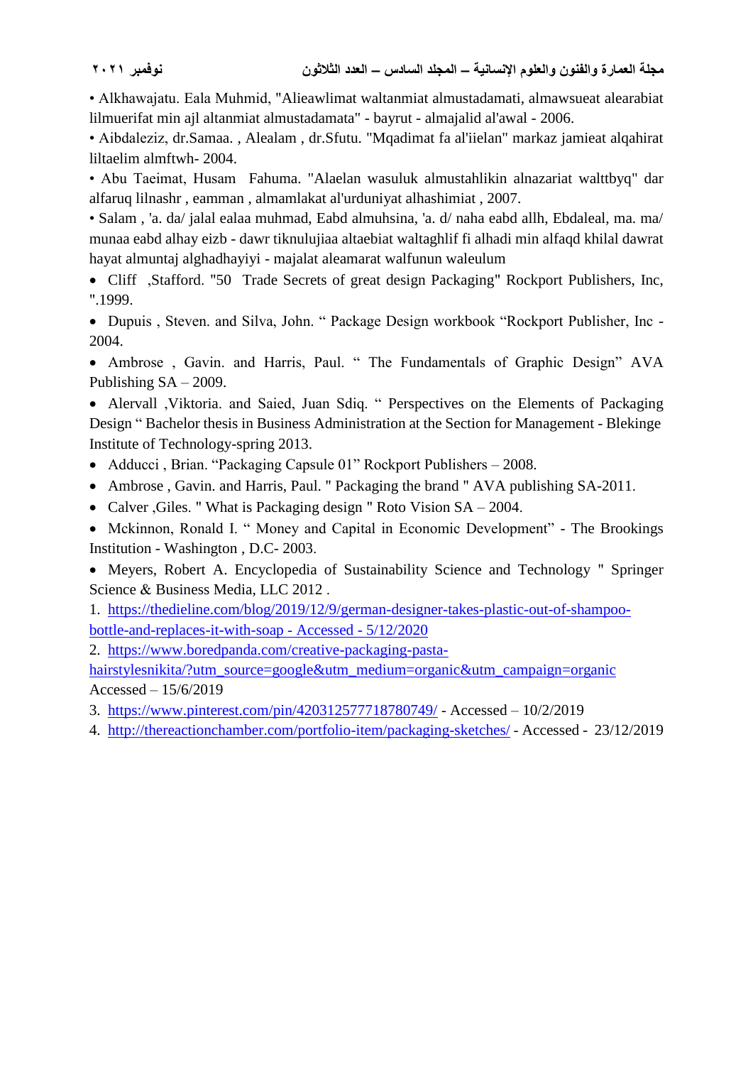- Alkhawajatu. Eala Muhmid, "Alieawlimat waltanmiat almustadamati, almawsueat alearabiat lilmuerifat min ajl altanmiat almustadamata" - bayrut - almajalid al'awal - 2006.
- Aibdaleziz, dr.Samaa. , Alealam , dr.Sfutu. "Mqadimat fa al'iielan" markaz jamieat alqahirat liltaelim almftwh- 2004.
- Abu Taeimat, Husam Fahuma. "Alaelan wasuluk almustahlikin alnazariat walttbyq" dar alfaruq lilnashr , eamman , almamlakat al'urduniyat alhashimiat , 2007.
- Salam , 'a. da/ jalal ealaa muhmad, Eabd almuhsina, 'a. d/ naha eabd allh, Ebdaleal, ma. ma/ munaa eabd alhay eizb - dawr tiknulujiaa altaebiat waltaghlif fi alhadi min alfaqd khilal dawrat hayat almuntaj alghadhayiyi - majalat aleamarat walfunun waleulum
- Cliff ,Stafford. "50 Trade Secrets of great design Packaging" Rockport Publishers, Inc, ".1999.
- Dupuis , Steven. and Silva, John. " Package Design workbook "Rockport Publisher, Inc - 2004.
- Ambrose , Gavin. and Harris, Paul. " The Fundamentals of Graphic Design" AVA Publishing SA – 2009.
- Alervall ,Viktoria. and Saied, Juan Sdiq. " Perspectives on the Elements of Packaging Design " Bachelor thesis in Business Administration at the Section for Management - Blekinge Institute of Technology-spring 2013.
- Adducci , Brian. "Packaging Capsule 01" Rockport Publishers – 2008.
- Ambrose , Gavin. and Harris, Paul. " Packaging the brand " AVA publishing SA-2011.
- Calver ,Giles. " What is Packaging design " Roto Vision SA – 2004.
- Mckinnon, Ronald I. " Money and Capital in Economic Development" - The Brookings Institution - Washington , D.C- 2003.
- Meyers, Robert A. Encyclopedia of Sustainability Science and Technology " Springer Science & Business Media, LLC 2012 .

1. https://thedieline.com/blog/2019/12/9/german-designer-takes-plastic-out-of-shampoo-bottle-and-replaces-it-with-soap - Accessed - 5/12/2020
2. https://www.boredpanda.com/creative-packaging-pasta-hairstylesnikita/?utm_source=google&utm_medium=organic&utm_campaign=organic Accessed – 15/6/2019
3. https://www.pinterest.com/pin/420312577718780749/ - Accessed – 10/2/2019
4. http://thereactionchamber.com/portfolio-item/packaging-sketches/ - Accessed - 23/12/2019